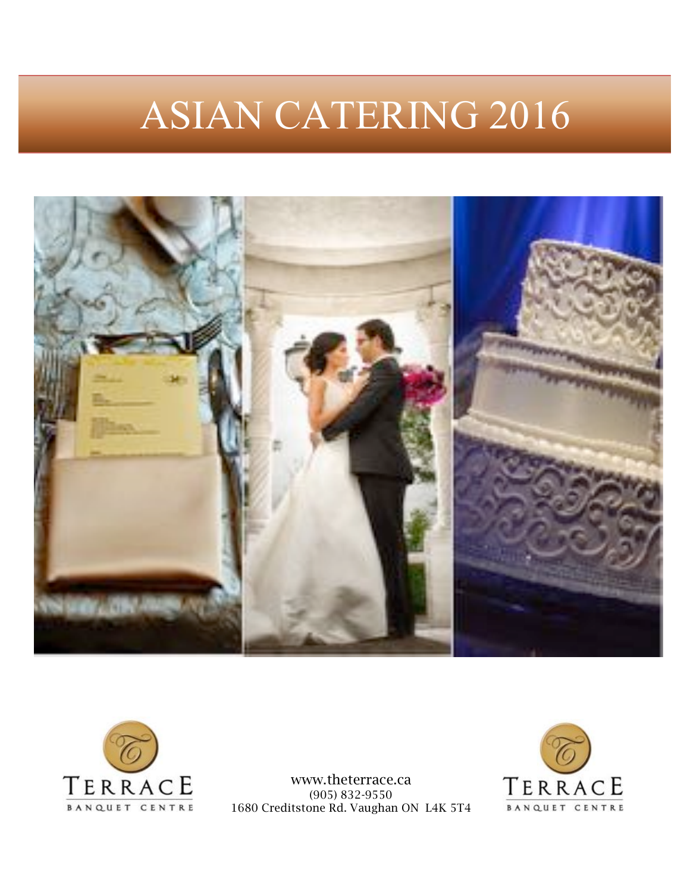# ASIAN CATERING 2016

TERRACE
BANQUET CENTRE

www.theterrace.ca
(905) 832-9550
1680 Creditstone Rd. Vaughan ON L4K 5T4

TERRACE
BANQUET CENTRE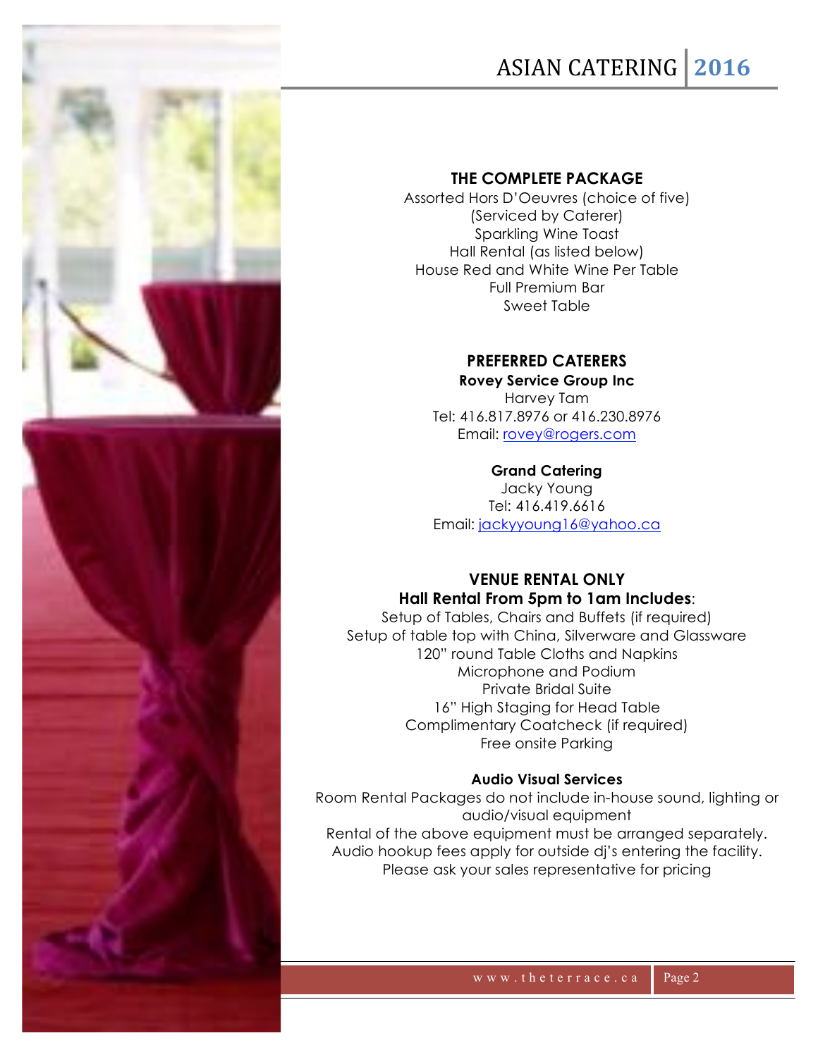## THE COMPLETE PACKAGE

Assorted Hors D'Oeuvres (choice of five)
(Serviced by Caterer)
Sparkling Wine Toast
Hall Rental (as listed below)
House Red and White Wine Per Table
Full Premium Bar
Sweet Table

## PREFERRED CATERERS

**Rovey Service Group Inc**
Harvey Tam
Tel: 416.817.8976 or 416.230.8976
Email: rovey@rogers.com

**Grand Catering**
Jacky Young
Tel: 416.419.6616
Email: jackyyoung16@yahoo.ca

## VENUE RENTAL ONLY

**Hall Rental From 5pm to 1am Includes**:
Setup of Tables, Chairs and Buffets (if required)
Setup of table top with China, Silverware and Glassware
120" round Table Cloths and Napkins
Microphone and Podium
Private Bridal Suite
16" High Staging for Head Table
Complimentary Coatcheck (if required)
Free onsite Parking

**Audio Visual Services**
Room Rental Packages do not include in-house sound, lighting or audio/visual equipment
Rental of the above equipment must be arranged separately.
Audio hookup fees apply for outside dj's entering the facility.
Please ask your sales representative for pricing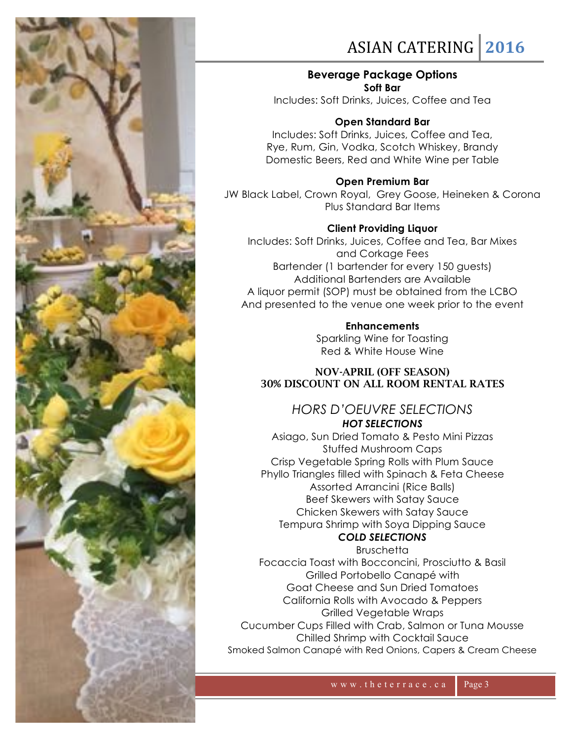## Beverage Package Options

**Soft Bar**

Includes: Soft Drinks, Juices, Coffee and Tea

**Open Standard Bar**

Includes: Soft Drinks, Juices, Coffee and Tea,
Rye, Rum, Gin, Vodka, Scotch Whiskey, Brandy
Domestic Beers, Red and White Wine per Table

**Open Premium Bar**

JW Black Label, Crown Royal, Grey Goose, Heineken & Corona
Plus Standard Bar Items

**Client Providing Liquor**

Includes: Soft Drinks, Juices, Coffee and Tea, Bar Mixes
and Corkage Fees
Bartender (1 bartender for every 150 guests)
Additional Bartenders are Available
A liquor permit (SOP) must be obtained from the LCBO
And presented to the venue one week prior to the event

**Enhancements**

Sparkling Wine for Toasting
Red & White House Wine

**NOV-APRIL (OFF SEASON)**
**30% DISCOUNT ON ALL ROOM RENTAL RATES**

## *HORS D'OEUVRE SELECTIONS*

***HOT SELECTIONS***

Asiago, Sun Dried Tomato & Pesto Mini Pizzas
Stuffed Mushroom Caps
Crisp Vegetable Spring Rolls with Plum Sauce
Phyllo Triangles filled with Spinach & Feta Cheese
Assorted Arrancini (Rice Balls)
Beef Skewers with Satay Sauce
Chicken Skewers with Satay Sauce
Tempura Shrimp with Soya Dipping Sauce

***COLD SELECTIONS***

Bruschetta
Focaccia Toast with Bocconcini, Prosciutto & Basil
Grilled Portobello Canapé with
Goat Cheese and Sun Dried Tomatoes
California Rolls with Avocado & Peppers
Grilled Vegetable Wraps
Cucumber Cups Filled with Crab, Salmon or Tuna Mousse
Chilled Shrimp with Cocktail Sauce
Smoked Salmon Canapé with Red Onions, Capers & Cream Cheese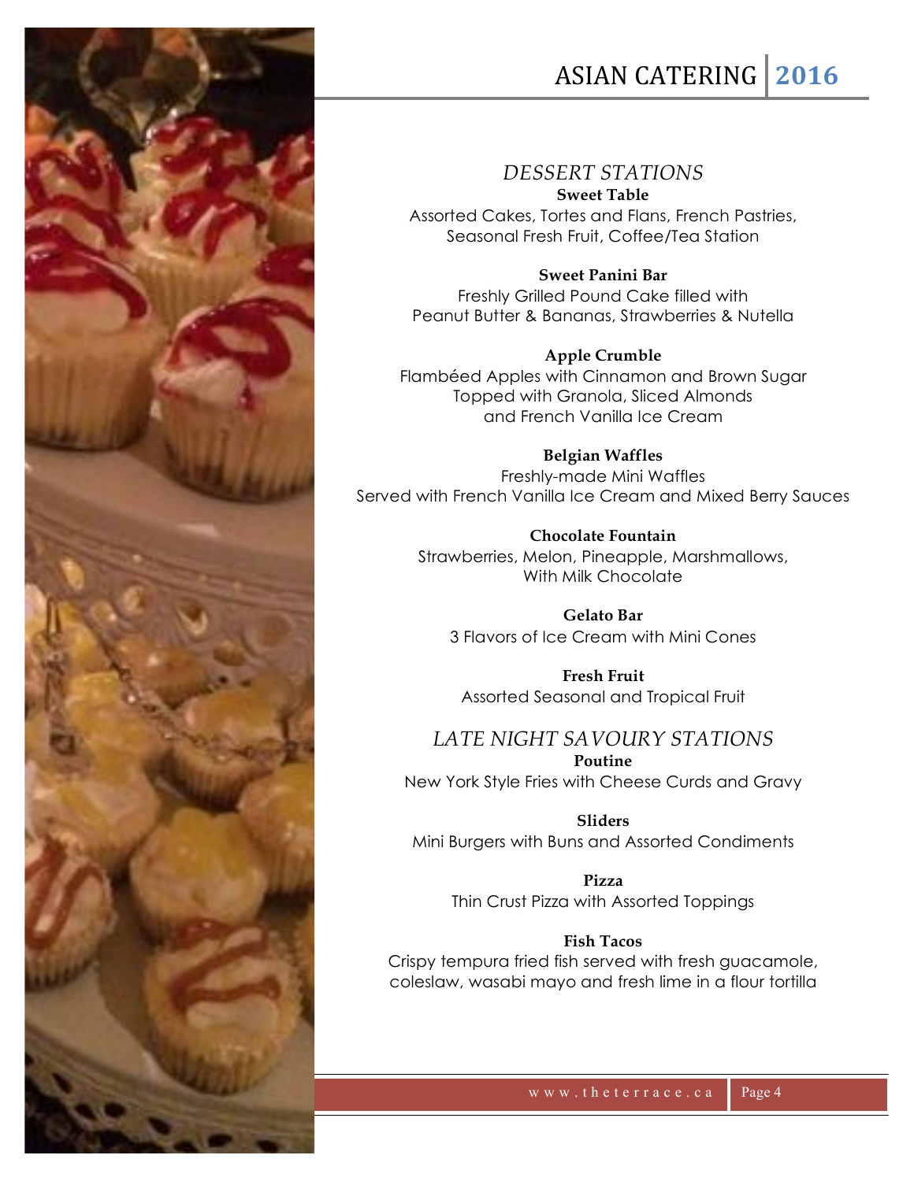## *DESSERT STATIONS*

**Sweet Table**
Assorted Cakes, Tortes and Flans, French Pastries,
Seasonal Fresh Fruit, Coffee/Tea Station

**Sweet Panini Bar**
Freshly Grilled Pound Cake filled with
Peanut Butter & Bananas, Strawberries & Nutella

**Apple Crumble**
Flambéed Apples with Cinnamon and Brown Sugar
Topped with Granola, Sliced Almonds
and French Vanilla Ice Cream

**Belgian Waffles**
Freshly-made Mini Waffles
Served with French Vanilla Ice Cream and Mixed Berry Sauces

**Chocolate Fountain**
Strawberries, Melon, Pineapple, Marshmallows,
With Milk Chocolate

**Gelato Bar**
3 Flavors of Ice Cream with Mini Cones

**Fresh Fruit**
Assorted Seasonal and Tropical Fruit

## *LATE NIGHT SAVOURY STATIONS*

**Poutine**
New York Style Fries with Cheese Curds and Gravy

**Sliders**
Mini Burgers with Buns and Assorted Condiments

**Pizza**
Thin Crust Pizza with Assorted Toppings

**Fish Tacos**
Crispy tempura fried fish served with fresh guacamole,
coleslaw, wasabi mayo and fresh lime in a flour tortilla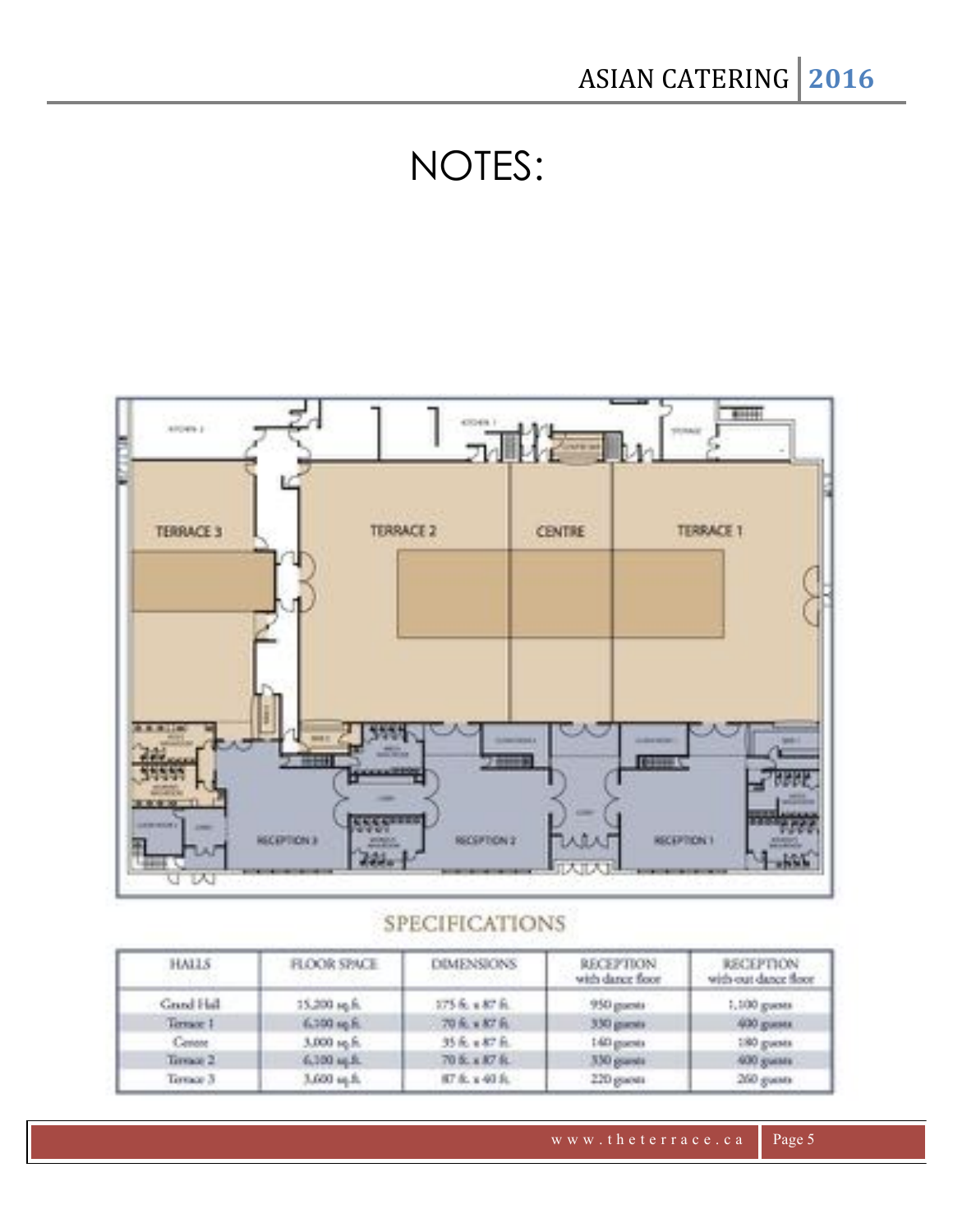# NOTES:

TERRACE 3

TERRACE 2

CENTRE

TERRACE 1

RECEPTION 3

RECEPTION 2

RECEPTION 1

## SPECIFICATIONS

| HALLS | FLOOR SPACE | DIMENSIONS | RECEPTION with dance floor | RECEPTION with-out dance floor |
|---|---|---|---|---|
| Grand Hall | 15,200 sq. ft. | 175 ft. x 87 ft. | 950 guests | 1,100 guests |
| Terrace 1 | 6,100 sq. ft. | 70 ft. x 87 ft. | 330 guests | 400 guests |
| Centre | 3,000 sq. ft. | 35 ft. x 87 ft. | 140 guests | 180 guests |
| Terrace 2 | 6,100 sq. ft. | 70 ft. x 87 ft. | 330 guests | 400 guests |
| Terrace 3 | 3,600 sq. ft. | 87 ft. x 40 ft. | 220 guests | 260 guests |